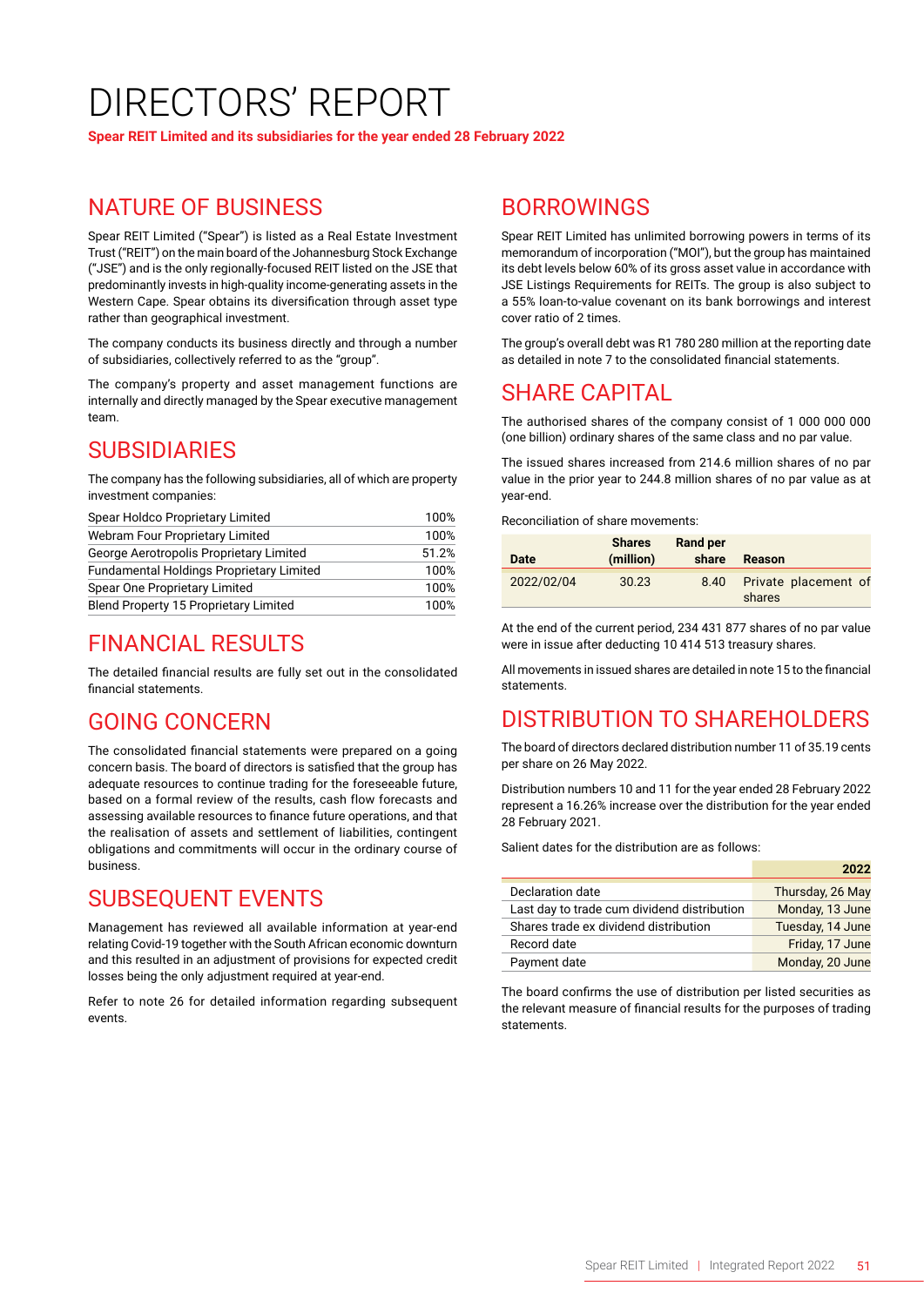# DIRECTORS' REPORT

**Spear REIT Limited and its subsidiaries for the year ended 28 February 2022**

## NATURE OF BUSINESS

Spear REIT Limited ("Spear") is listed as a Real Estate Investment Trust ("REIT") on the main board of the Johannesburg Stock Exchange ("JSE") and is the only regionally-focused REIT listed on the JSE that predominantly invests in high-quality income-generating assets in the Western Cape. Spear obtains its diversification through asset type rather than geographical investment.

The company conducts its business directly and through a number of subsidiaries, collectively referred to as the "group".

The company's property and asset management functions are internally and directly managed by the Spear executive management team.

## SUBSIDIARIES

The company has the following subsidiaries, all of which are property investment companies:

| | |
|---|---|
| Spear Holdco Proprietary Limited | 100% |
| Webram Four Proprietary Limited | 100% |
| George Aerotropolis Proprietary Limited | 51.2% |
| Fundamental Holdings Proprietary Limited | 100% |
| Spear One Proprietary Limited | 100% |
| Blend Property 15 Proprietary Limited | 100% |

## FINANCIAL RESULTS

The detailed financial results are fully set out in the consolidated financial statements.

## GOING CONCERN

The consolidated financial statements were prepared on a going concern basis. The board of directors is satisfied that the group has adequate resources to continue trading for the foreseeable future, based on a formal review of the results, cash flow forecasts and assessing available resources to finance future operations, and that the realisation of assets and settlement of liabilities, contingent obligations and commitments will occur in the ordinary course of business.

## SUBSEQUENT EVENTS

Management has reviewed all available information at year-end relating Covid-19 together with the South African economic downturn and this resulted in an adjustment of provisions for expected credit losses being the only adjustment required at year-end.

Refer to note 26 for detailed information regarding subsequent events.

## BORROWINGS

Spear REIT Limited has unlimited borrowing powers in terms of its memorandum of incorporation ("MOI"), but the group has maintained its debt levels below 60% of its gross asset value in accordance with JSE Listings Requirements for REITs. The group is also subject to a 55% loan-to-value covenant on its bank borrowings and interest cover ratio of 2 times.

The group's overall debt was R1 780 280 million at the reporting date as detailed in note 7 to the consolidated financial statements.

## SHARE CAPITAL

The authorised shares of the company consist of 1 000 000 000 (one billion) ordinary shares of the same class and no par value.

The issued shares increased from 214.6 million shares of no par value in the prior year to 244.8 million shares of no par value as at year-end.

Reconciliation of share movements:

| Date | Shares (million) | Rand per share | Reason |
|---|---|---|---|
| 2022/02/04 | 30.23 | 8.40 | Private placement of shares |

At the end of the current period, 234 431 877 shares of no par value were in issue after deducting 10 414 513 treasury shares.

All movements in issued shares are detailed in note 15 to the financial statements.

## DISTRIBUTION TO SHAREHOLDERS

The board of directors declared distribution number 11 of 35.19 cents per share on 26 May 2022.

Distribution numbers 10 and 11 for the year ended 28 February 2022 represent a 16.26% increase over the distribution for the year ended 28 February 2021.

Salient dates for the distribution are as follows:

| | 2022 |
|---|---|
| Declaration date | Thursday, 26 May |
| Last day to trade cum dividend distribution | Monday, 13 June |
| Shares trade ex dividend distribution | Tuesday, 14 June |
| Record date | Friday, 17 June |
| Payment date | Monday, 20 June |

The board confirms the use of distribution per listed securities as the relevant measure of financial results for the purposes of trading statements.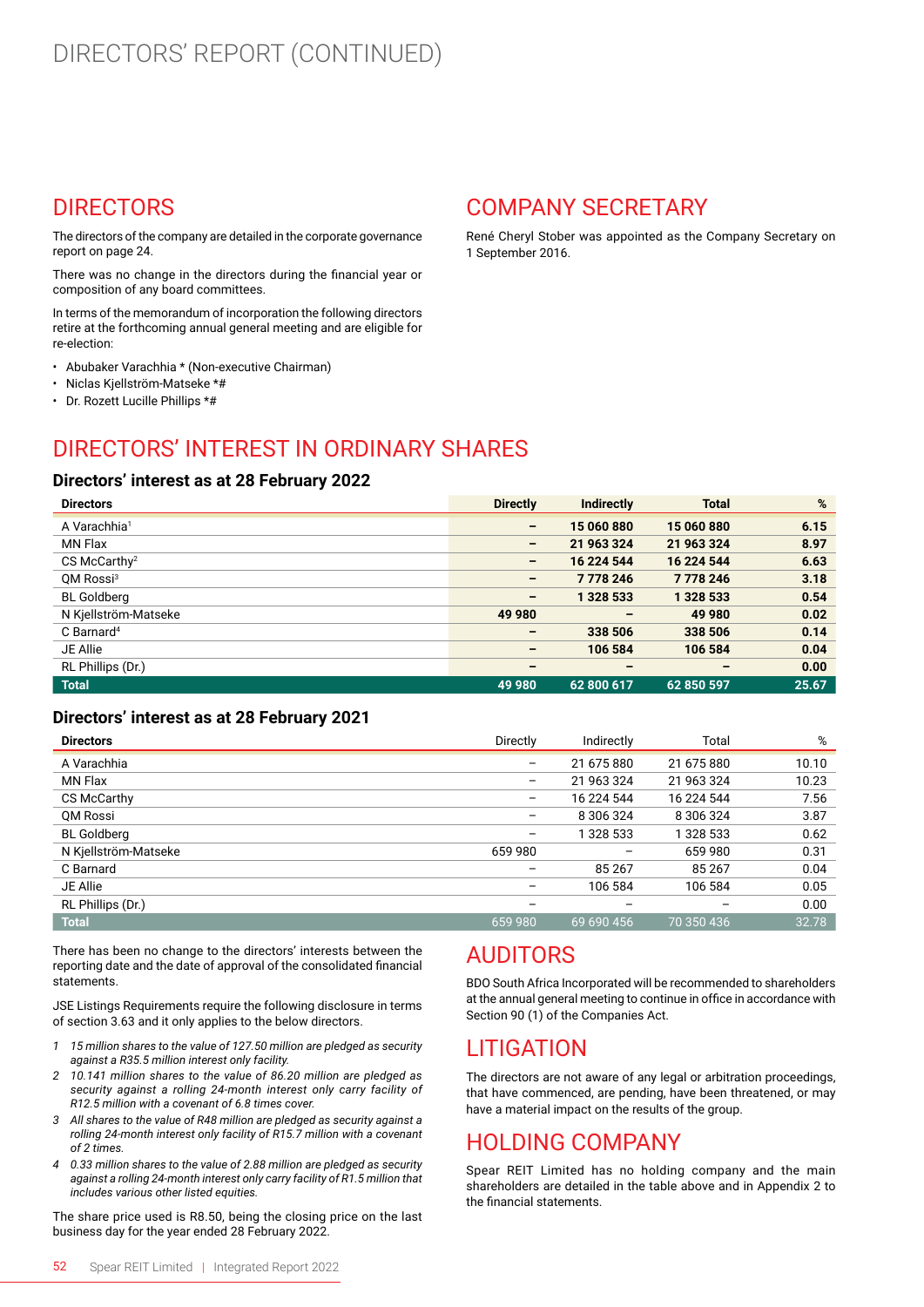# DIRECTORS' REPORT (CONTINUED)

## DIRECTORS

The directors of the company are detailed in the corporate governance report on page 24.

There was no change in the directors during the financial year or composition of any board committees.

In terms of the memorandum of incorporation the following directors retire at the forthcoming annual general meeting and are eligible for re-election:

- Abubaker Varachhia * (Non-executive Chairman)
- Niclas Kjellström-Matseke *#
- Dr. Rozett Lucille Phillips *#

## COMPANY SECRETARY

René Cheryl Stober was appointed as the Company Secretary on 1 September 2016.

## DIRECTORS' INTEREST IN ORDINARY SHARES

### Directors' interest as at 28 February 2022

| Directors | Directly | Indirectly | Total | % |
|---|---|---|---|---|
| A Varachhia[1] | – | 15 060 880 | 15 060 880 | 6.15 |
| MN Flax | – | 21 963 324 | 21 963 324 | 8.97 |
| CS McCarthy[2] | – | 16 224 544 | 16 224 544 | 6.63 |
| QM Rossi[3] | – | 7 778 246 | 7 778 246 | 3.18 |
| BL Goldberg | – | 1 328 533 | 1 328 533 | 0.54 |
| N Kjellström-Matseke | 49 980 | – | 49 980 | 0.02 |
| C Barnard[4] | – | 338 506 | 338 506 | 0.14 |
| JE Allie | – | 106 584 | 106 584 | 0.04 |
| RL Phillips (Dr.) | – | – | – | 0.00 |
| **Total** | **49 980** | **62 800 617** | **62 850 597** | **25.67** |

### Directors' interest as at 28 February 2021

| Directors | Directly | Indirectly | Total | % |
|---|---|---|---|---|
| A Varachhia | – | 21 675 880 | 21 675 880 | 10.10 |
| MN Flax | – | 21 963 324 | 21 963 324 | 10.23 |
| CS McCarthy | – | 16 224 544 | 16 224 544 | 7.56 |
| QM Rossi | – | 8 306 324 | 8 306 324 | 3.87 |
| BL Goldberg | – | 1 328 533 | 1 328 533 | 0.62 |
| N Kjellström-Matseke | 659 980 | – | 659 980 | 0.31 |
| C Barnard | – | 85 267 | 85 267 | 0.04 |
| JE Allie | – | 106 584 | 106 584 | 0.05 |
| RL Phillips (Dr.) | – | – | – | 0.00 |
| **Total** | 659 980 | 69 690 456 | 70 350 436 | 32.78 |

There has been no change to the directors' interests between the reporting date and the date of approval of the consolidated financial statements.

JSE Listings Requirements require the following disclosure in terms of section 3.63 and it only applies to the below directors.

1. *15 million shares to the value of 127.50 million are pledged as security against a R35.5 million interest only facility.*
2. *10.141 million shares to the value of 86.20 million are pledged as security against a rolling 24-month interest only carry facility of R12.5 million with a covenant of 6.8 times cover.*
3. *All shares to the value of R48 million are pledged as security against a rolling 24-month interest only facility of R15.7 million with a covenant of 2 times.*
4. *0.33 million shares to the value of 2.88 million are pledged as security against a rolling 24-month interest only carry facility of R1.5 million that includes various other listed equities.*

The share price used is R8.50, being the closing price on the last business day for the year ended 28 February 2022.

## AUDITORS

BDO South Africa Incorporated will be recommended to shareholders at the annual general meeting to continue in office in accordance with Section 90 (1) of the Companies Act.

## LITIGATION

The directors are not aware of any legal or arbitration proceedings, that have commenced, are pending, have been threatened, or may have a material impact on the results of the group.

## HOLDING COMPANY

Spear REIT Limited has no holding company and the main shareholders are detailed in the table above and in Appendix 2 to the financial statements.